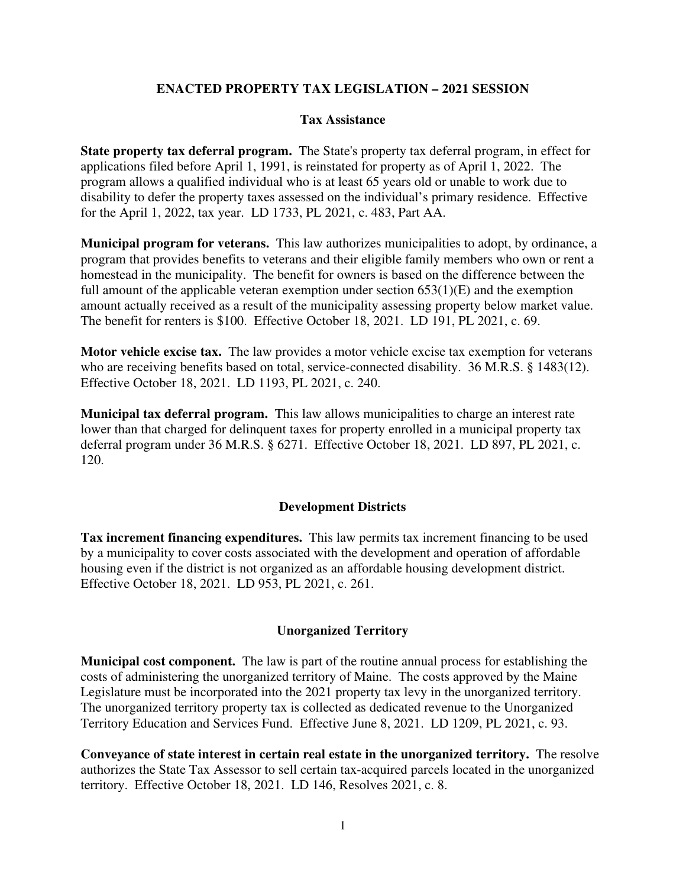# ENACTED PROPERTY TAX LEGISLATION – 2021 SESSION

## Tax Assistance

**State property tax deferral program.** The State's property tax deferral program, in effect for applications filed before April 1, 1991, is reinstated for property as of April 1, 2022. The program allows a qualified individual who is at least 65 years old or unable to work due to disability to defer the property taxes assessed on the individual's primary residence. Effective for the April 1, 2022, tax year. LD 1733, PL 2021, c. 483, Part AA.

**Municipal program for veterans.** This law authorizes municipalities to adopt, by ordinance, a program that provides benefits to veterans and their eligible family members who own or rent a homestead in the municipality. The benefit for owners is based on the difference between the full amount of the applicable veteran exemption under section 653(1)(E) and the exemption amount actually received as a result of the municipality assessing property below market value. The benefit for renters is $100. Effective October 18, 2021. LD 191, PL 2021, c. 69.

**Motor vehicle excise tax.** The law provides a motor vehicle excise tax exemption for veterans who are receiving benefits based on total, service-connected disability. 36 M.R.S. § 1483(12). Effective October 18, 2021. LD 1193, PL 2021, c. 240.

**Municipal tax deferral program.** This law allows municipalities to charge an interest rate lower than that charged for delinquent taxes for property enrolled in a municipal property tax deferral program under 36 M.R.S. § 6271. Effective October 18, 2021. LD 897, PL 2021, c. 120.

## Development Districts

**Tax increment financing expenditures.** This law permits tax increment financing to be used by a municipality to cover costs associated with the development and operation of affordable housing even if the district is not organized as an affordable housing development district. Effective October 18, 2021. LD 953, PL 2021, c. 261.

## Unorganized Territory

**Municipal cost component.** The law is part of the routine annual process for establishing the costs of administering the unorganized territory of Maine. The costs approved by the Maine Legislature must be incorporated into the 2021 property tax levy in the unorganized territory. The unorganized territory property tax is collected as dedicated revenue to the Unorganized Territory Education and Services Fund. Effective June 8, 2021. LD 1209, PL 2021, c. 93.

**Conveyance of state interest in certain real estate in the unorganized territory.** The resolve authorizes the State Tax Assessor to sell certain tax-acquired parcels located in the unorganized territory. Effective October 18, 2021. LD 146, Resolves 2021, c. 8.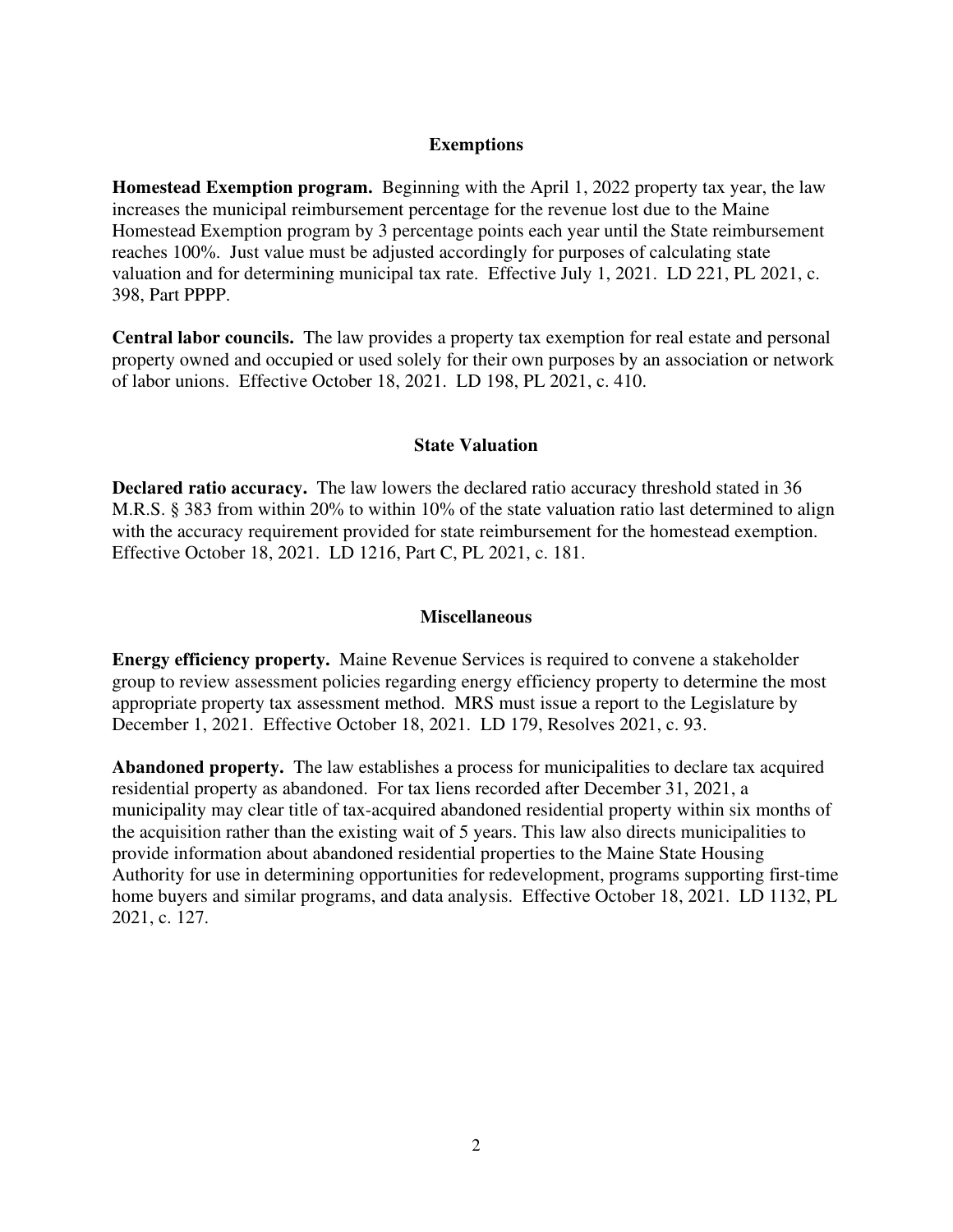## Exemptions

**Homestead Exemption program.** Beginning with the April 1, 2022 property tax year, the law increases the municipal reimbursement percentage for the revenue lost due to the Maine Homestead Exemption program by 3 percentage points each year until the State reimbursement reaches 100%. Just value must be adjusted accordingly for purposes of calculating state valuation and for determining municipal tax rate. Effective July 1, 2021. LD 221, PL 2021, c. 398, Part PPPP.

**Central labor councils.** The law provides a property tax exemption for real estate and personal property owned and occupied or used solely for their own purposes by an association or network of labor unions. Effective October 18, 2021. LD 198, PL 2021, c. 410.

## State Valuation

**Declared ratio accuracy.** The law lowers the declared ratio accuracy threshold stated in 36 M.R.S. § 383 from within 20% to within 10% of the state valuation ratio last determined to align with the accuracy requirement provided for state reimbursement for the homestead exemption. Effective October 18, 2021. LD 1216, Part C, PL 2021, c. 181.

## Miscellaneous

**Energy efficiency property.** Maine Revenue Services is required to convene a stakeholder group to review assessment policies regarding energy efficiency property to determine the most appropriate property tax assessment method. MRS must issue a report to the Legislature by December 1, 2021. Effective October 18, 2021. LD 179, Resolves 2021, c. 93.

**Abandoned property.** The law establishes a process for municipalities to declare tax acquired residential property as abandoned. For tax liens recorded after December 31, 2021, a municipality may clear title of tax-acquired abandoned residential property within six months of the acquisition rather than the existing wait of 5 years. This law also directs municipalities to provide information about abandoned residential properties to the Maine State Housing Authority for use in determining opportunities for redevelopment, programs supporting first-time home buyers and similar programs, and data analysis. Effective October 18, 2021. LD 1132, PL 2021, c. 127.